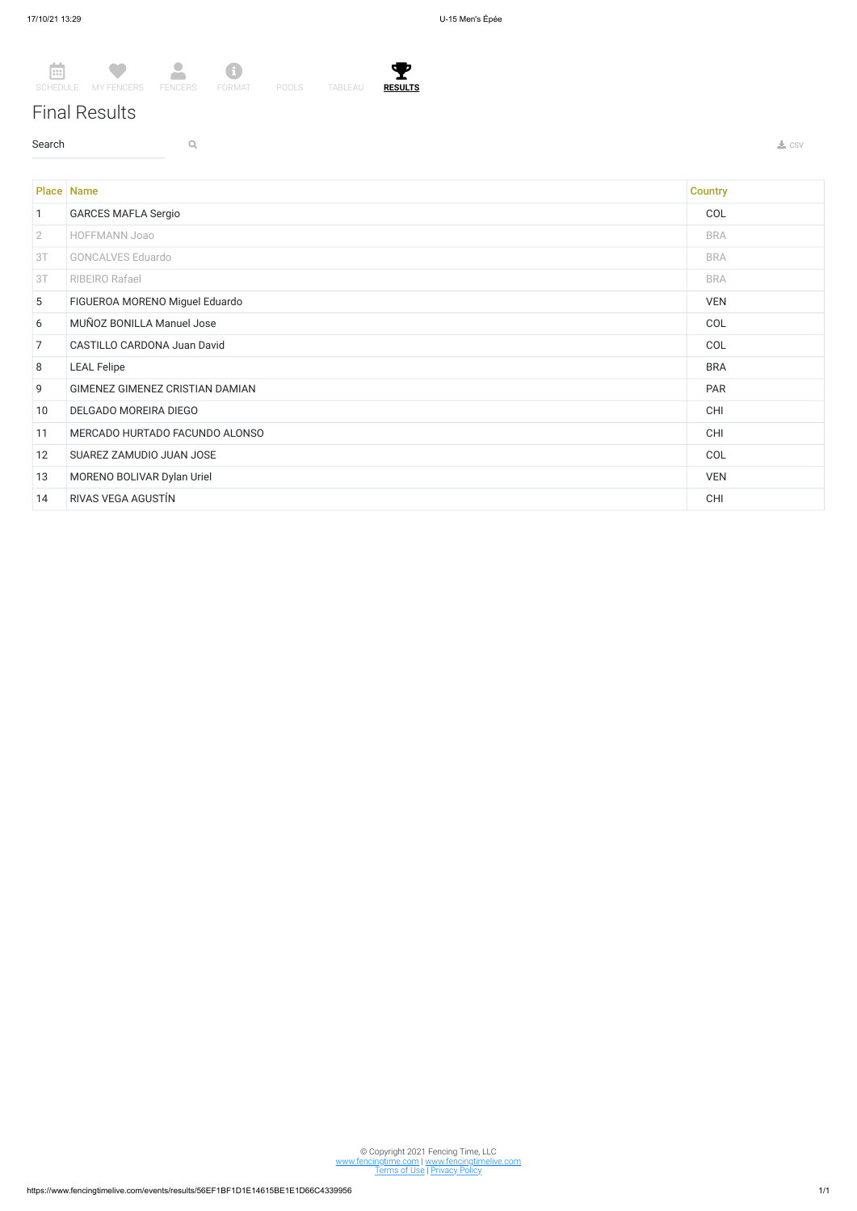SCHEDULE MY FENCERS FENCERS FORMAT POOLS TABLEAU **RESULTS**

# Final Results

Search

CSV

| Place | Name | Country |
|---|---|---|
| 1 | GARCES MAFLA Sergio | COL |
| 2 | HOFFMANN Joao | BRA |
| 3T | GONCALVES Eduardo | BRA |
| 3T | RIBEIRO Rafael | BRA |
| 5 | FIGUEROA MORENO Miguel Eduardo | VEN |
| 6 | MUÑOZ BONILLA Manuel Jose | COL |
| 7 | CASTILLO CARDONA Juan David | COL |
| 8 | LEAL Felipe | BRA |
| 9 | GIMENEZ GIMENEZ CRISTIAN DAMIAN | PAR |
| 10 | DELGADO MOREIRA DIEGO | CHI |
| 11 | MERCADO HURTADO FACUNDO ALONSO | CHI |
| 12 | SUAREZ ZAMUDIO JUAN JOSE | COL |
| 13 | MORENO BOLIVAR Dylan Uriel | VEN |
| 14 | RIVAS VEGA AGUSTÍN | CHI |

© Copyright 2021 Fencing Time, LLC
www.fencingtime.com | www.fencingtimelive.com
Terms of Use | Privacy Policy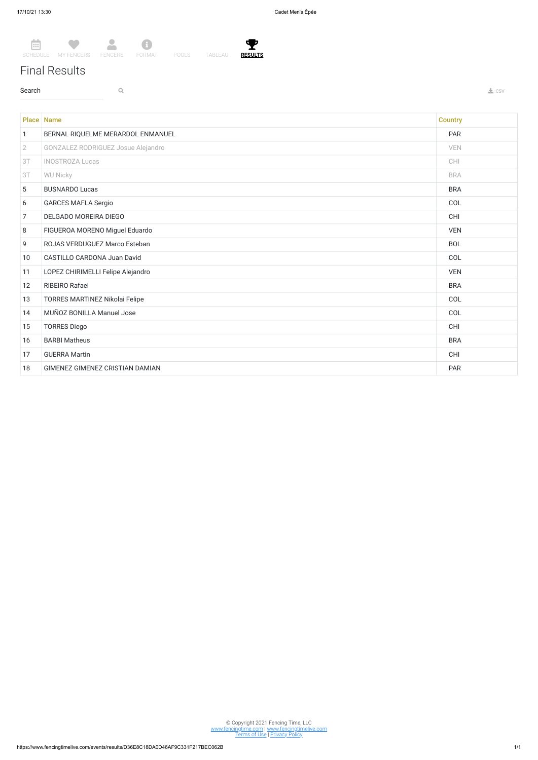SCHEDULE MY FENCERS FENCERS FORMAT POOLS TABLEAU **RESULTS**

# Final Results

Search

CSV

| Place | Name | Country |
|---|---|---|
| 1 | BERNAL RIQUELME MERARDOL ENMANUEL | PAR |
| 2 | GONZALEZ RODRIGUEZ Josue Alejandro | VEN |
| 3T | INOSTROZA Lucas | CHI |
| 3T | WU Nicky | BRA |
| 5 | BUSNARDO Lucas | BRA |
| 6 | GARCES MAFLA Sergio | COL |
| 7 | DELGADO MOREIRA DIEGO | CHI |
| 8 | FIGUEROA MORENO Miguel Eduardo | VEN |
| 9 | ROJAS VERDUGUEZ Marco Esteban | BOL |
| 10 | CASTILLO CARDONA Juan David | COL |
| 11 | LOPEZ CHIRIMELLI Felipe Alejandro | VEN |
| 12 | RIBEIRO Rafael | BRA |
| 13 | TORRES MARTINEZ Nikolai Felipe | COL |
| 14 | MUÑOZ BONILLA Manuel Jose | COL |
| 15 | TORRES Diego | CHI |
| 16 | BARBI Matheus | BRA |
| 17 | GUERRA Martin | CHI |
| 18 | GIMENEZ GIMENEZ CRISTIAN DAMIAN | PAR |

© Copyright 2021 Fencing Time, LLC
www.fencingtime.com | www.fencingtimelive.com
Terms of Use | Privacy Policy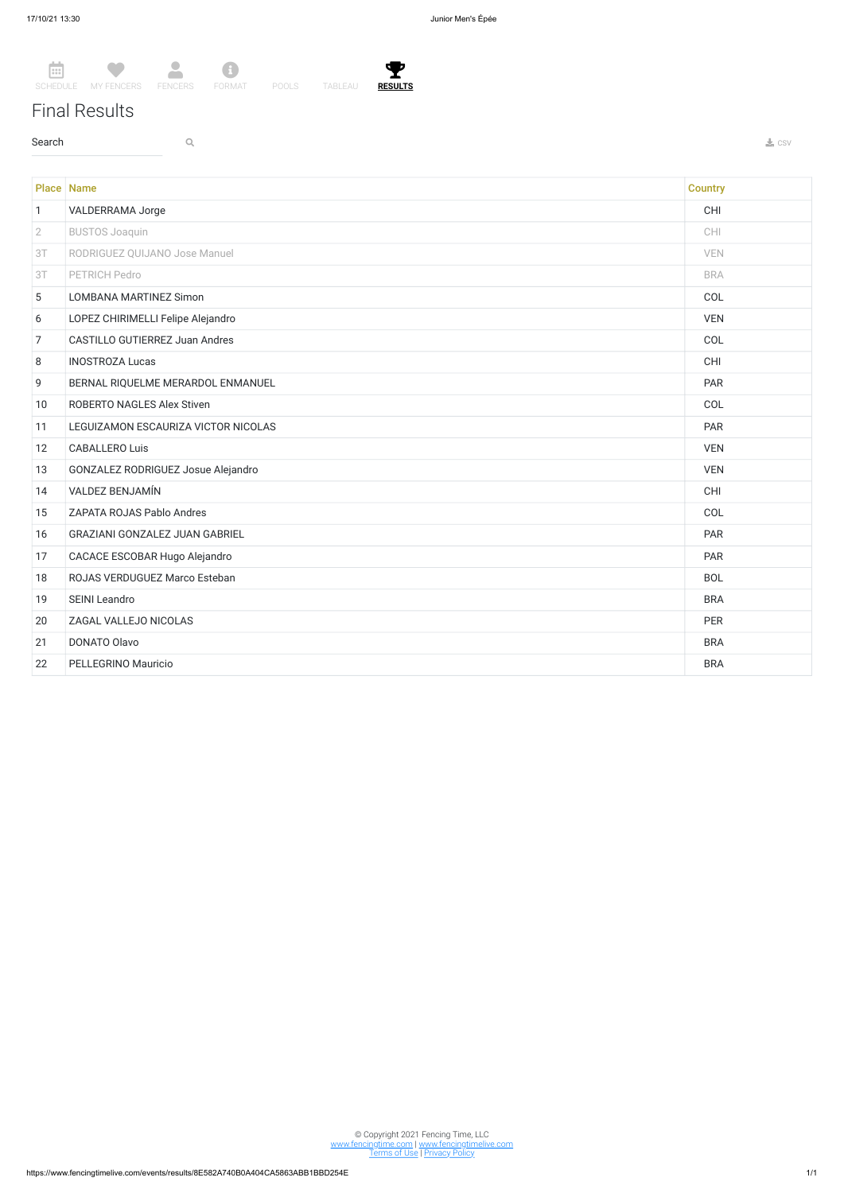SCHEDULE MY FENCERS FENCERS FORMAT POOLS TABLEAU **RESULTS**

# Final Results

Search

CSV

| Place | Name | Country |
|---|---|---|
| 1 | VALDERRAMA Jorge | CHI |
| 2 | BUSTOS Joaquin | CHI |
| 3T | RODRIGUEZ QUIJANO Jose Manuel | VEN |
| 3T | PETRICH Pedro | BRA |
| 5 | LOMBANA MARTINEZ Simon | COL |
| 6 | LOPEZ CHIRIMELLI Felipe Alejandro | VEN |
| 7 | CASTILLO GUTIERREZ Juan Andres | COL |
| 8 | INOSTROZA Lucas | CHI |
| 9 | BERNAL RIQUELME MERARDOL ENMANUEL | PAR |
| 10 | ROBERTO NAGLES Alex Stiven | COL |
| 11 | LEGUIZAMON ESCAURIZA VICTOR NICOLAS | PAR |
| 12 | CABALLERO Luis | VEN |
| 13 | GONZALEZ RODRIGUEZ Josue Alejandro | VEN |
| 14 | VALDEZ BENJAMÍN | CHI |
| 15 | ZAPATA ROJAS Pablo Andres | COL |
| 16 | GRAZIANI GONZALEZ JUAN GABRIEL | PAR |
| 17 | CACACE ESCOBAR Hugo Alejandro | PAR |
| 18 | ROJAS VERDUGUEZ Marco Esteban | BOL |
| 19 | SEINI Leandro | BRA |
| 20 | ZAGAL VALLEJO NICOLAS | PER |
| 21 | DONATO Olavo | BRA |
| 22 | PELLEGRINO Mauricio | BRA |

© Copyright 2021 Fencing Time, LLC
www.fencingtime.com | www.fencingtimelive.com
Terms of Use | Privacy Policy